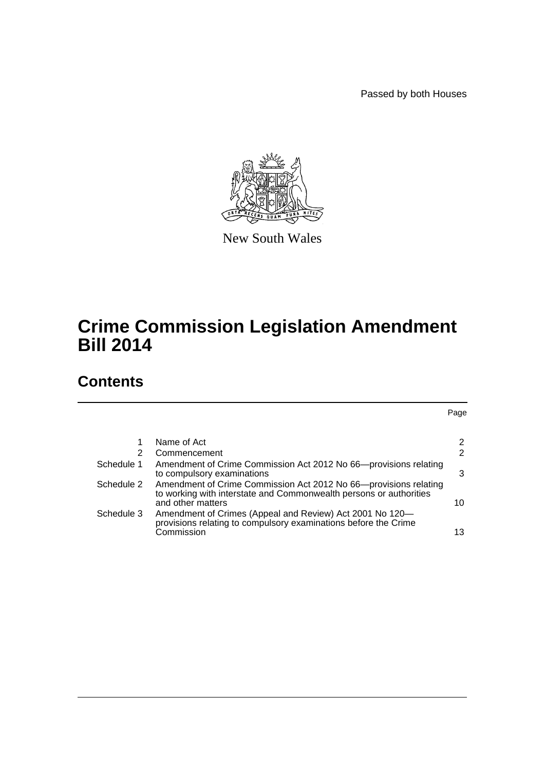Passed by both Houses

New South Wales

# Crime Commission Legislation Amendment Bill 2014

## Contents

| | | Page |
|---|---|---|
| 1 | Name of Act | 2 |
| 2 | Commencement | 2 |
| Schedule 1 | Amendment of Crime Commission Act 2012 No 66—provisions relating to compulsory examinations | 3 |
| Schedule 2 | Amendment of Crime Commission Act 2012 No 66—provisions relating to working with interstate and Commonwealth persons or authorities and other matters | 10 |
| Schedule 3 | Amendment of Crimes (Appeal and Review) Act 2001 No 120—provisions relating to compulsory examinations before the Crime Commission | 13 |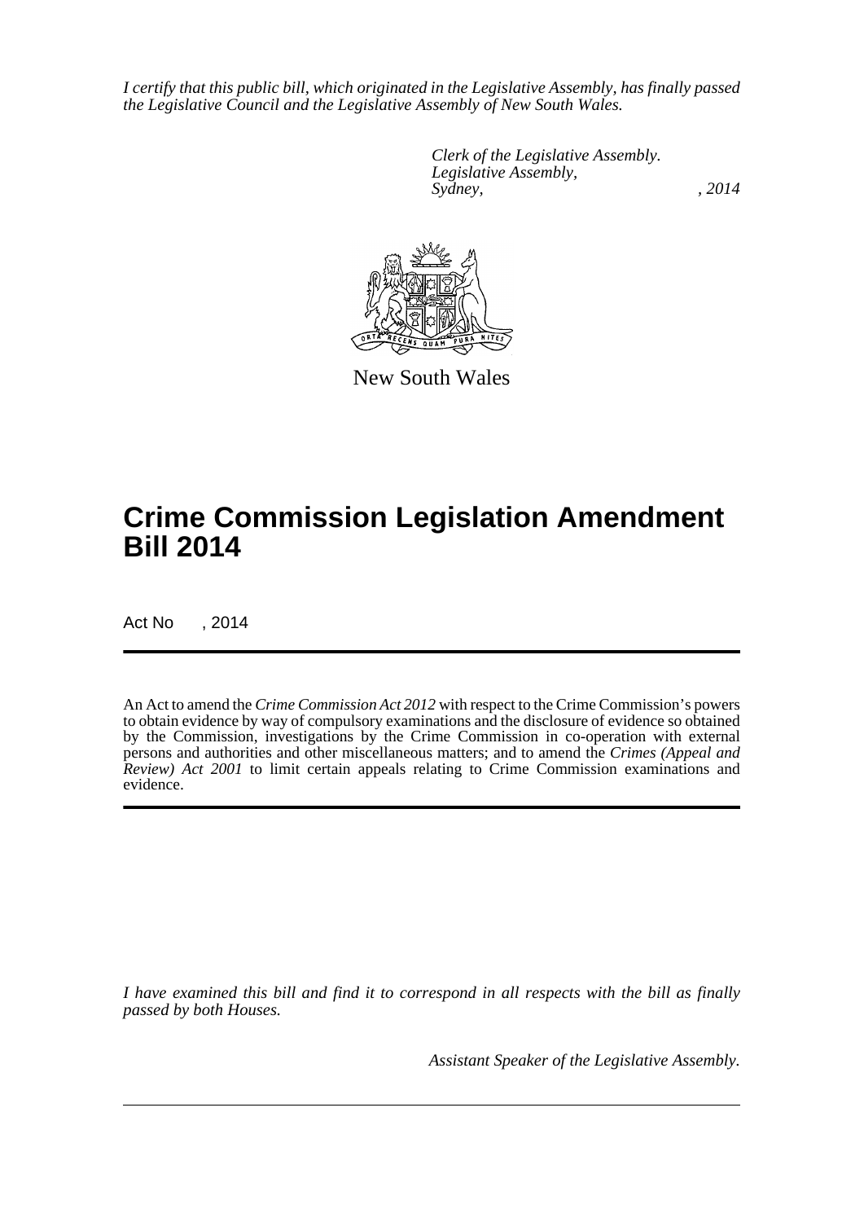*I certify that this public bill, which originated in the Legislative Assembly, has finally passed the Legislative Council and the Legislative Assembly of New South Wales.*

*Clerk of the Legislative Assembly.*
*Legislative Assembly,*
*Sydney, , 2014*

New South Wales

# Crime Commission Legislation Amendment Bill 2014

Act No , 2014

An Act to amend the *Crime Commission Act 2012* with respect to the Crime Commission's powers to obtain evidence by way of compulsory examinations and the disclosure of evidence so obtained by the Commission, investigations by the Crime Commission in co-operation with external persons and authorities and other miscellaneous matters; and to amend the *Crimes (Appeal and Review) Act 2001* to limit certain appeals relating to Crime Commission examinations and evidence.

*I have examined this bill and find it to correspond in all respects with the bill as finally passed by both Houses.*

*Assistant Speaker of the Legislative Assembly.*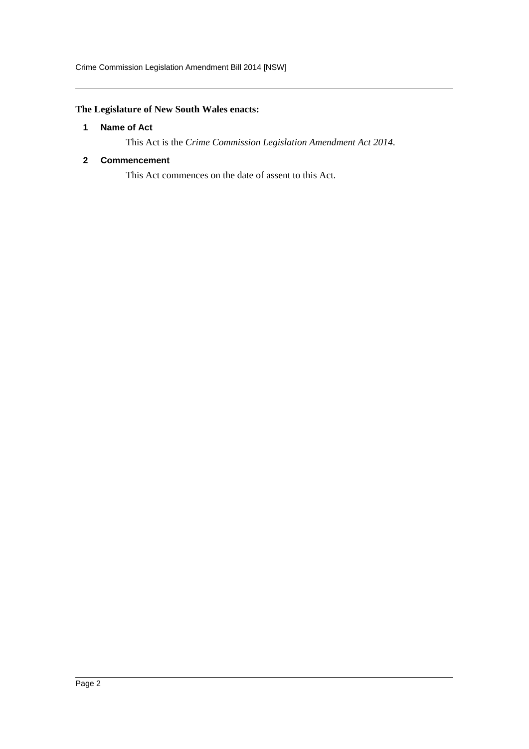**The Legislature of New South Wales enacts:**

## 1 Name of Act

This Act is the *Crime Commission Legislation Amendment Act 2014*.

## 2 Commencement

This Act commences on the date of assent to this Act.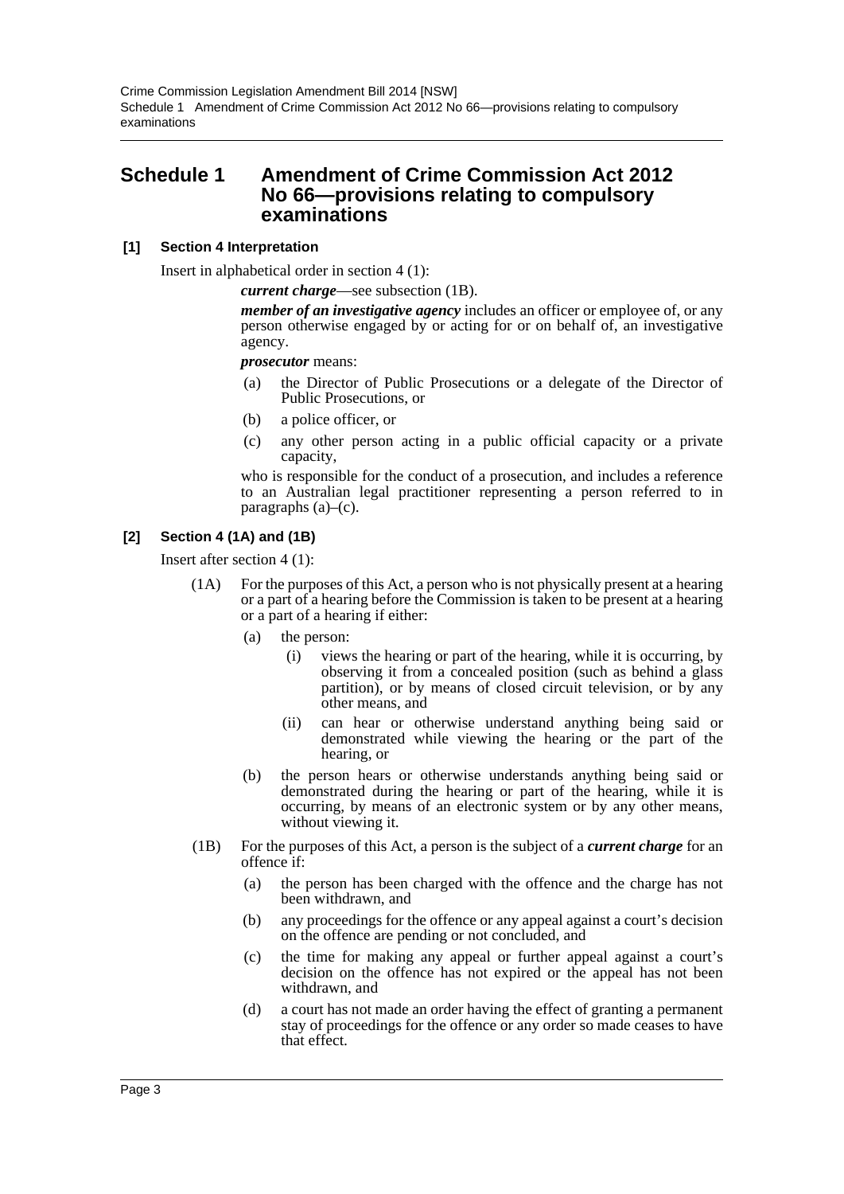# Schedule 1 Amendment of Crime Commission Act 2012 No 66—provisions relating to compulsory examinations

### [1] Section 4 Interpretation

Insert in alphabetical order in section 4 (1):

***current charge***—see subsection (1B).

***member of an investigative agency*** includes an officer or employee of, or any person otherwise engaged by or acting for or on behalf of, an investigative agency.

***prosecutor*** means:

(a) the Director of Public Prosecutions or a delegate of the Director of Public Prosecutions, or

(b) a police officer, or

(c) any other person acting in a public official capacity or a private capacity,

who is responsible for the conduct of a prosecution, and includes a reference to an Australian legal practitioner representing a person referred to in paragraphs (a)–(c).

### [2] Section 4 (1A) and (1B)

Insert after section 4 (1):

(1A) For the purposes of this Act, a person who is not physically present at a hearing or a part of a hearing before the Commission is taken to be present at a hearing or a part of a hearing if either:

(a) the person:

(i) views the hearing or part of the hearing, while it is occurring, by observing it from a concealed position (such as behind a glass partition), or by means of closed circuit television, or by any other means, and

(ii) can hear or otherwise understand anything being said or demonstrated while viewing the hearing or the part of the hearing, or

(b) the person hears or otherwise understands anything being said or demonstrated during the hearing or part of the hearing, while it is occurring, by means of an electronic system or by any other means, without viewing it.

(1B) For the purposes of this Act, a person is the subject of a ***current charge*** for an offence if:

(a) the person has been charged with the offence and the charge has not been withdrawn, and

(b) any proceedings for the offence or any appeal against a court's decision on the offence are pending or not concluded, and

(c) the time for making any appeal or further appeal against a court's decision on the offence has not expired or the appeal has not been withdrawn, and

(d) a court has not made an order having the effect of granting a permanent stay of proceedings for the offence or any order so made ceases to have that effect.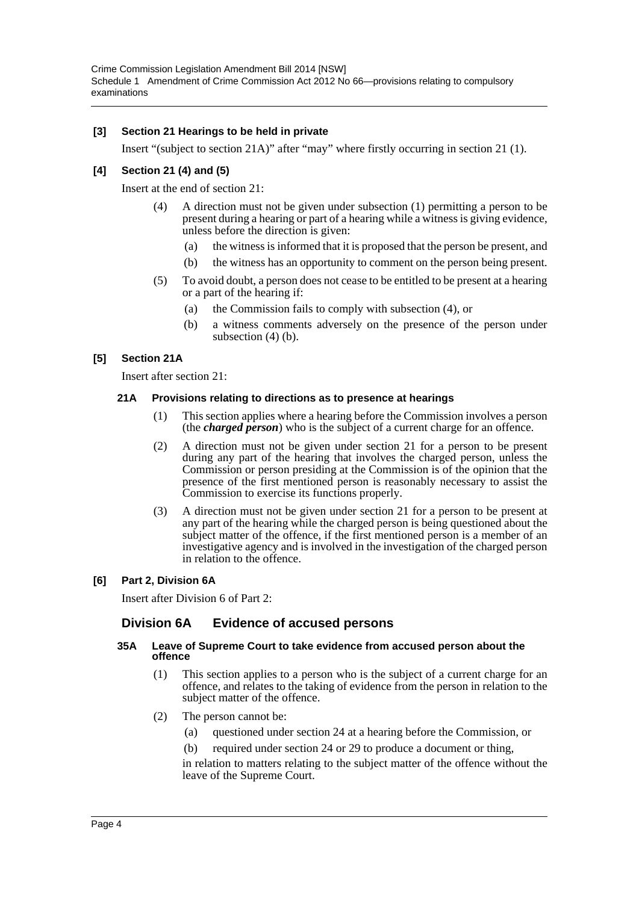**[3] Section 21 Hearings to be held in private**

Insert "(subject to section 21A)" after "may" where firstly occurring in section 21 (1).

**[4] Section 21 (4) and (5)**

Insert at the end of section 21:

(4) A direction must not be given under subsection (1) permitting a person to be present during a hearing or part of a hearing while a witness is giving evidence, unless before the direction is given:

(a) the witness is informed that it is proposed that the person be present, and

(b) the witness has an opportunity to comment on the person being present.

(5) To avoid doubt, a person does not cease to be entitled to be present at a hearing or a part of the hearing if:

(a) the Commission fails to comply with subsection (4), or

(b) a witness comments adversely on the presence of the person under subsection (4) (b).

**[5] Section 21A**

Insert after section 21:

**21A Provisions relating to directions as to presence at hearings**

(1) This section applies where a hearing before the Commission involves a person (the ***charged person***) who is the subject of a current charge for an offence.

(2) A direction must not be given under section 21 for a person to be present during any part of the hearing that involves the charged person, unless the Commission or person presiding at the Commission is of the opinion that the presence of the first mentioned person is reasonably necessary to assist the Commission to exercise its functions properly.

(3) A direction must not be given under section 21 for a person to be present at any part of the hearing while the charged person is being questioned about the subject matter of the offence, if the first mentioned person is a member of an investigative agency and is involved in the investigation of the charged person in relation to the offence.

**[6] Part 2, Division 6A**

Insert after Division 6 of Part 2:

## Division 6A Evidence of accused persons

**35A Leave of Supreme Court to take evidence from accused person about the offence**

(1) This section applies to a person who is the subject of a current charge for an offence, and relates to the taking of evidence from the person in relation to the subject matter of the offence.

(2) The person cannot be:

(a) questioned under section 24 at a hearing before the Commission, or

(b) required under section 24 or 29 to produce a document or thing,

in relation to matters relating to the subject matter of the offence without the leave of the Supreme Court.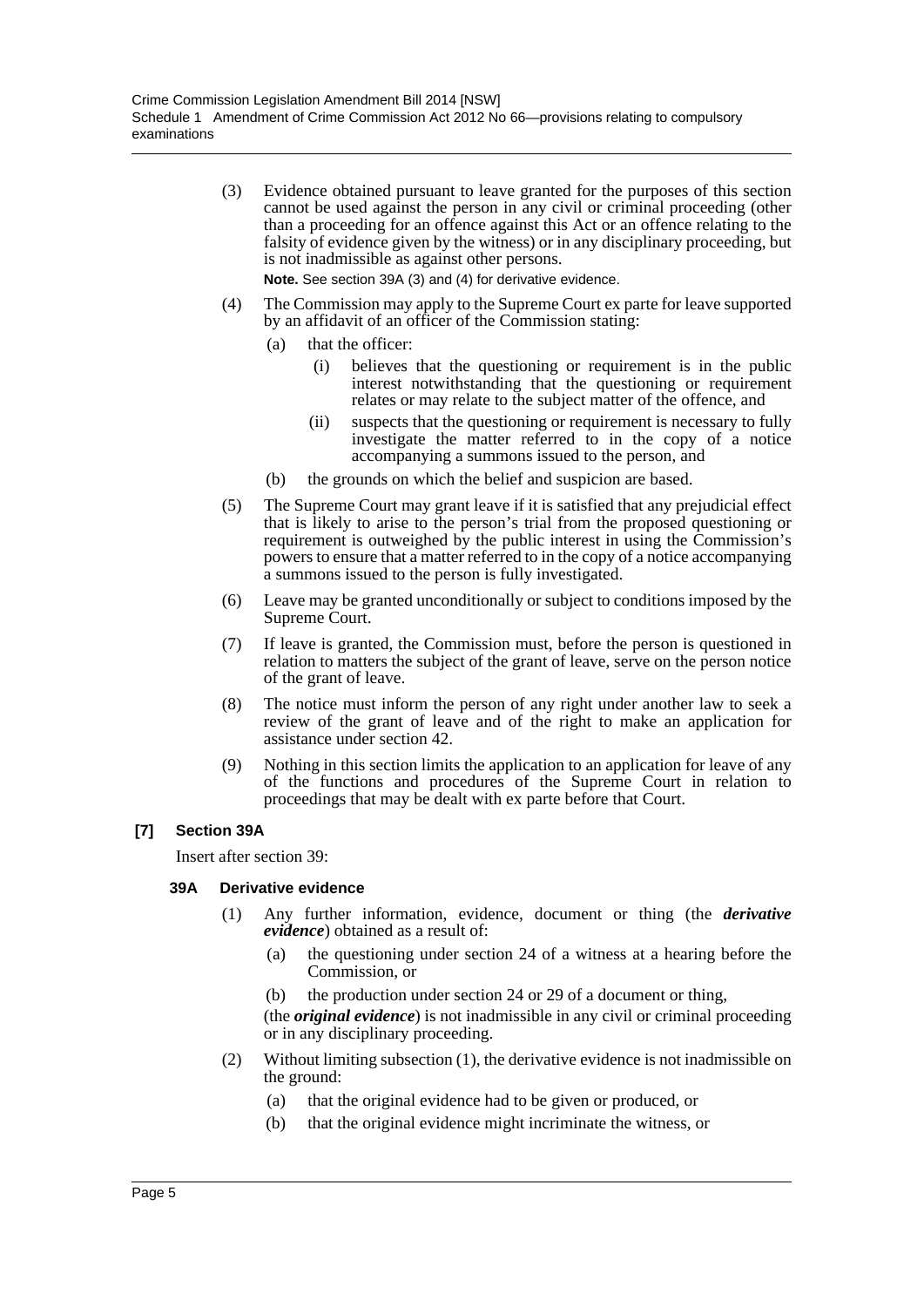(3) Evidence obtained pursuant to leave granted for the purposes of this section cannot be used against the person in any civil or criminal proceeding (other than a proceeding for an offence against this Act or an offence relating to the falsity of evidence given by the witness) or in any disciplinary proceeding, but is not inadmissible as against other persons.

**Note.** See section 39A (3) and (4) for derivative evidence.

(4) The Commission may apply to the Supreme Court ex parte for leave supported by an affidavit of an officer of the Commission stating:

- (a) that the officer:
  - (i) believes that the questioning or requirement is in the public interest notwithstanding that the questioning or requirement relates or may relate to the subject matter of the offence, and
  - (ii) suspects that the questioning or requirement is necessary to fully investigate the matter referred to in the copy of a notice accompanying a summons issued to the person, and
- (b) the grounds on which the belief and suspicion are based.

(5) The Supreme Court may grant leave if it is satisfied that any prejudicial effect that is likely to arise to the person's trial from the proposed questioning or requirement is outweighed by the public interest in using the Commission's powers to ensure that a matter referred to in the copy of a notice accompanying a summons issued to the person is fully investigated.

(6) Leave may be granted unconditionally or subject to conditions imposed by the Supreme Court.

(7) If leave is granted, the Commission must, before the person is questioned in relation to matters the subject of the grant of leave, serve on the person notice of the grant of leave.

(8) The notice must inform the person of any right under another law to seek a review of the grant of leave and of the right to make an application for assistance under section 42.

(9) Nothing in this section limits the application to an application for leave of any of the functions and procedures of the Supreme Court in relation to proceedings that may be dealt with ex parte before that Court.

### [7] Section 39A

Insert after section 39:

#### 39A Derivative evidence

(1) Any further information, evidence, document or thing (the ***derivative evidence***) obtained as a result of:

- (a) the questioning under section 24 of a witness at a hearing before the Commission, or
- (b) the production under section 24 or 29 of a document or thing,

(the ***original evidence***) is not inadmissible in any civil or criminal proceeding or in any disciplinary proceeding.

(2) Without limiting subsection (1), the derivative evidence is not inadmissible on the ground:

- (a) that the original evidence had to be given or produced, or
- (b) that the original evidence might incriminate the witness, or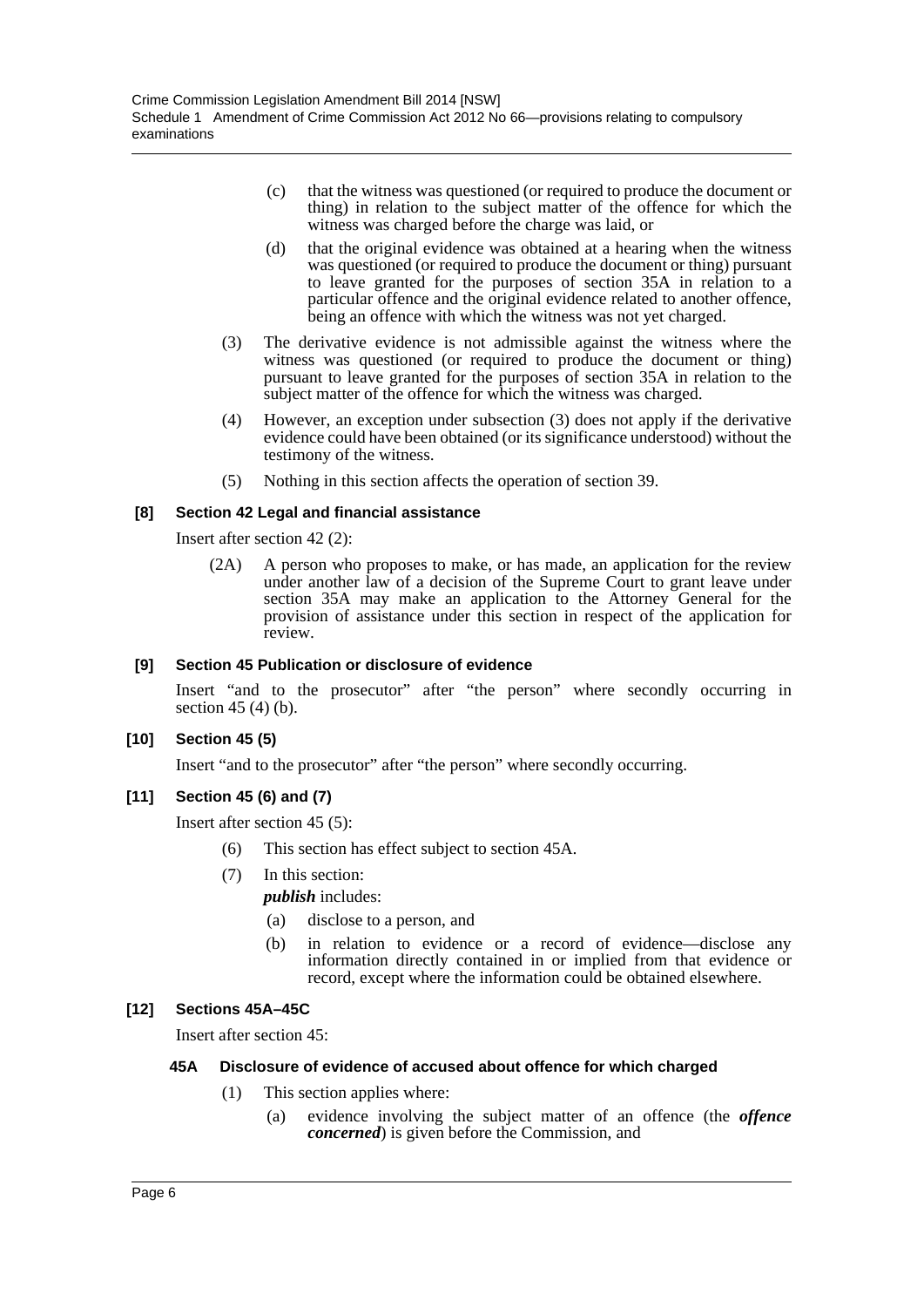(c) that the witness was questioned (or required to produce the document or thing) in relation to the subject matter of the offence for which the witness was charged before the charge was laid, or

(d) that the original evidence was obtained at a hearing when the witness was questioned (or required to produce the document or thing) pursuant to leave granted for the purposes of section 35A in relation to a particular offence and the original evidence related to another offence, being an offence with which the witness was not yet charged.

(3) The derivative evidence is not admissible against the witness where the witness was questioned (or required to produce the document or thing) pursuant to leave granted for the purposes of section 35A in relation to the subject matter of the offence for which the witness was charged.

(4) However, an exception under subsection (3) does not apply if the derivative evidence could have been obtained (or its significance understood) without the testimony of the witness.

(5) Nothing in this section affects the operation of section 39.

### [8] Section 42 Legal and financial assistance

Insert after section 42 (2):

(2A) A person who proposes to make, or has made, an application for the review under another law of a decision of the Supreme Court to grant leave under section 35A may make an application to the Attorney General for the provision of assistance under this section in respect of the application for review.

### [9] Section 45 Publication or disclosure of evidence

Insert "and to the prosecutor" after "the person" where secondly occurring in section 45 (4) (b).

### [10] Section 45 (5)

Insert "and to the prosecutor" after "the person" where secondly occurring.

### [11] Section 45 (6) and (7)

Insert after section 45 (5):

(6) This section has effect subject to section 45A.

(7) In this section:

***publish*** includes:

(a) disclose to a person, and

(b) in relation to evidence or a record of evidence—disclose any information directly contained in or implied from that evidence or record, except where the information could be obtained elsewhere.

### [12] Sections 45A–45C

Insert after section 45:

#### 45A Disclosure of evidence of accused about offence for which charged

(1) This section applies where:

(a) evidence involving the subject matter of an offence (the ***offence concerned***) is given before the Commission, and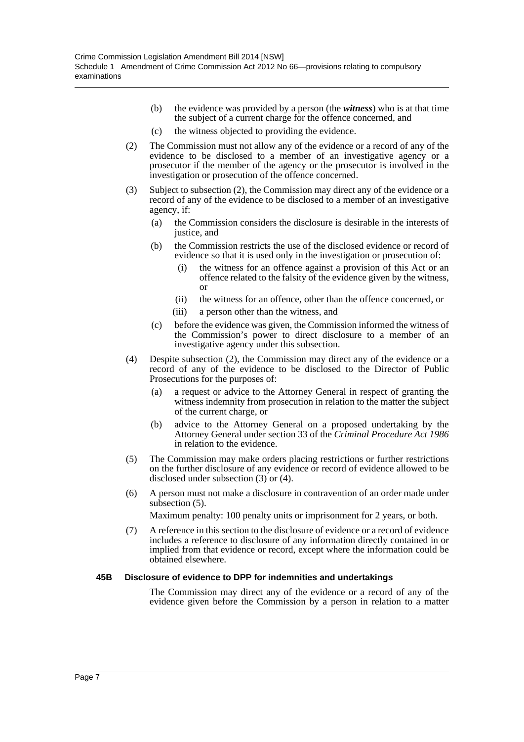(b) the evidence was provided by a person (the ***witness***) who is at that time the subject of a current charge for the offence concerned, and

(c) the witness objected to providing the evidence.

(2) The Commission must not allow any of the evidence or a record of any of the evidence to be disclosed to a member of an investigative agency or a prosecutor if the member of the agency or the prosecutor is involved in the investigation or prosecution of the offence concerned.

(3) Subject to subsection (2), the Commission may direct any of the evidence or a record of any of the evidence to be disclosed to a member of an investigative agency, if:

(a) the Commission considers the disclosure is desirable in the interests of justice, and

(b) the Commission restricts the use of the disclosed evidence or record of evidence so that it is used only in the investigation or prosecution of:

(i) the witness for an offence against a provision of this Act or an offence related to the falsity of the evidence given by the witness, or

(ii) the witness for an offence, other than the offence concerned, or

(iii) a person other than the witness, and

(c) before the evidence was given, the Commission informed the witness of the Commission's power to direct disclosure to a member of an investigative agency under this subsection.

(4) Despite subsection (2), the Commission may direct any of the evidence or a record of any of the evidence to be disclosed to the Director of Public Prosecutions for the purposes of:

(a) a request or advice to the Attorney General in respect of granting the witness indemnity from prosecution in relation to the matter the subject of the current charge, or

(b) advice to the Attorney General on a proposed undertaking by the Attorney General under section 33 of the *Criminal Procedure Act 1986* in relation to the evidence.

(5) The Commission may make orders placing restrictions or further restrictions on the further disclosure of any evidence or record of evidence allowed to be disclosed under subsection (3) or (4).

(6) A person must not make a disclosure in contravention of an order made under subsection (5).

Maximum penalty: 100 penalty units or imprisonment for 2 years, or both.

(7) A reference in this section to the disclosure of evidence or a record of evidence includes a reference to disclosure of any information directly contained in or implied from that evidence or record, except where the information could be obtained elsewhere.

**45B Disclosure of evidence to DPP for indemnities and undertakings**

The Commission may direct any of the evidence or a record of any of the evidence given before the Commission by a person in relation to a matter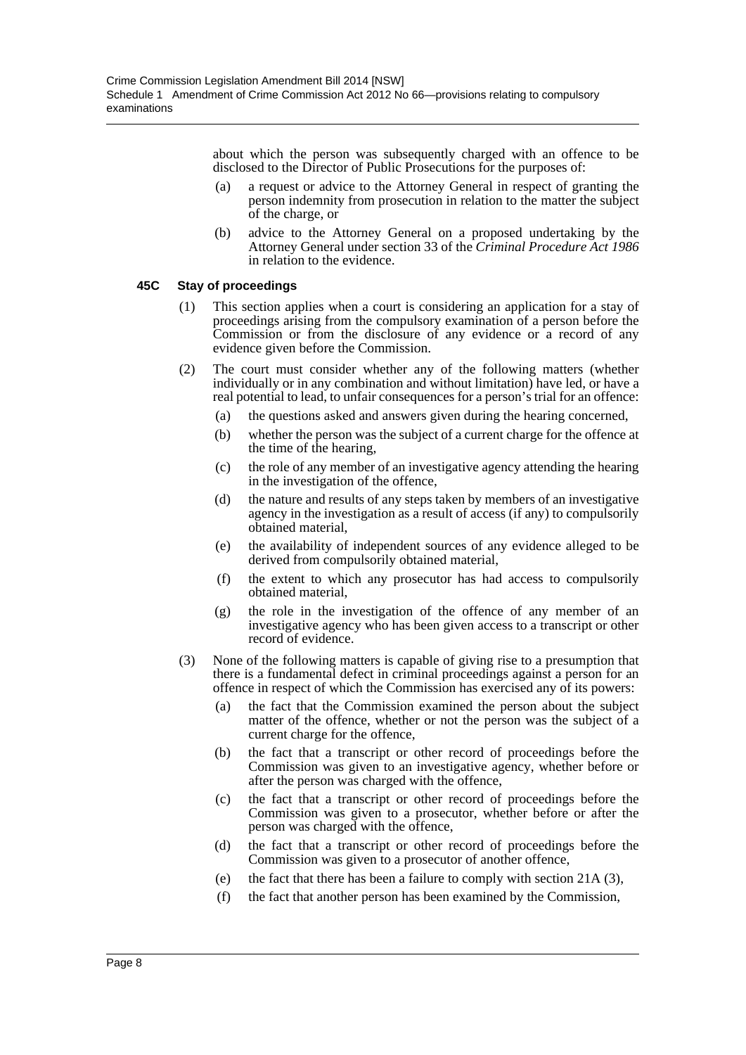about which the person was subsequently charged with an offence to be disclosed to the Director of Public Prosecutions for the purposes of:

- (a) a request or advice to the Attorney General in respect of granting the person indemnity from prosecution in relation to the matter the subject of the charge, or
- (b) advice to the Attorney General on a proposed undertaking by the Attorney General under section 33 of the *Criminal Procedure Act 1986* in relation to the evidence.

### 45C Stay of proceedings

(1) This section applies when a court is considering an application for a stay of proceedings arising from the compulsory examination of a person before the Commission or from the disclosure of any evidence or a record of any evidence given before the Commission.

(2) The court must consider whether any of the following matters (whether individually or in any combination and without limitation) have led, or have a real potential to lead, to unfair consequences for a person's trial for an offence:

- (a) the questions asked and answers given during the hearing concerned,
- (b) whether the person was the subject of a current charge for the offence at the time of the hearing,
- (c) the role of any member of an investigative agency attending the hearing in the investigation of the offence,
- (d) the nature and results of any steps taken by members of an investigative agency in the investigation as a result of access (if any) to compulsorily obtained material,
- (e) the availability of independent sources of any evidence alleged to be derived from compulsorily obtained material,
- (f) the extent to which any prosecutor has had access to compulsorily obtained material,
- (g) the role in the investigation of the offence of any member of an investigative agency who has been given access to a transcript or other record of evidence.

(3) None of the following matters is capable of giving rise to a presumption that there is a fundamental defect in criminal proceedings against a person for an offence in respect of which the Commission has exercised any of its powers:

- (a) the fact that the Commission examined the person about the subject matter of the offence, whether or not the person was the subject of a current charge for the offence,
- (b) the fact that a transcript or other record of proceedings before the Commission was given to an investigative agency, whether before or after the person was charged with the offence,
- (c) the fact that a transcript or other record of proceedings before the Commission was given to a prosecutor, whether before or after the person was charged with the offence,
- (d) the fact that a transcript or other record of proceedings before the Commission was given to a prosecutor of another offence,
- (e) the fact that there has been a failure to comply with section 21A (3),
- (f) the fact that another person has been examined by the Commission,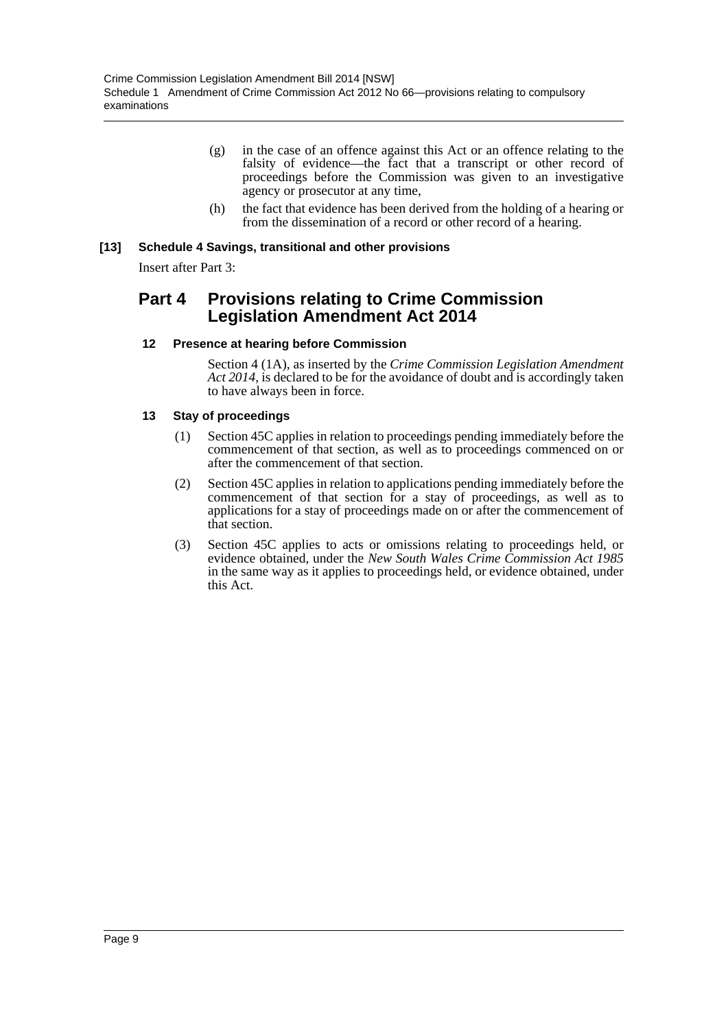(g) in the case of an offence against this Act or an offence relating to the falsity of evidence—the fact that a transcript or other record of proceedings before the Commission was given to an investigative agency or prosecutor at any time,

(h) the fact that evidence has been derived from the holding of a hearing or from the dissemination of a record or other record of a hearing.

**[13] Schedule 4 Savings, transitional and other provisions**

Insert after Part 3:

## Part 4 Provisions relating to Crime Commission Legislation Amendment Act 2014

### 12 Presence at hearing before Commission

Section 4 (1A), as inserted by the *Crime Commission Legislation Amendment Act 2014*, is declared to be for the avoidance of doubt and is accordingly taken to have always been in force.

### 13 Stay of proceedings

(1) Section 45C applies in relation to proceedings pending immediately before the commencement of that section, as well as to proceedings commenced on or after the commencement of that section.

(2) Section 45C applies in relation to applications pending immediately before the commencement of that section for a stay of proceedings, as well as to applications for a stay of proceedings made on or after the commencement of that section.

(3) Section 45C applies to acts or omissions relating to proceedings held, or evidence obtained, under the *New South Wales Crime Commission Act 1985* in the same way as it applies to proceedings held, or evidence obtained, under this Act.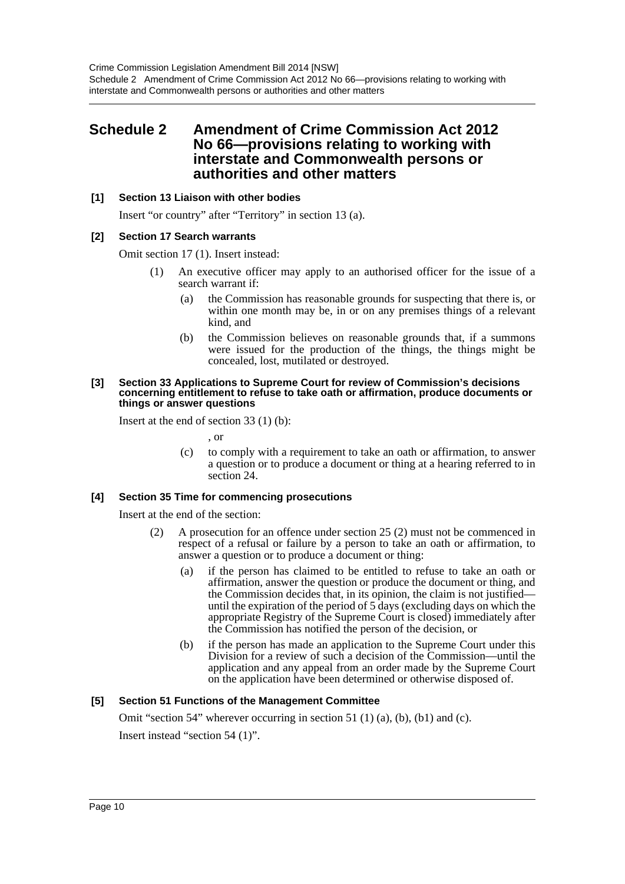# Schedule 2 Amendment of Crime Commission Act 2012 No 66—provisions relating to working with interstate and Commonwealth persons or authorities and other matters

### [1] Section 13 Liaison with other bodies

Insert "or country" after "Territory" in section 13 (a).

### [2] Section 17 Search warrants

Omit section 17 (1). Insert instead:

> (1) An executive officer may apply to an authorised officer for the issue of a search warrant if:
>
> (a) the Commission has reasonable grounds for suspecting that there is, or within one month may be, in or on any premises things of a relevant kind, and
>
> (b) the Commission believes on reasonable grounds that, if a summons were issued for the production of the things, the things might be concealed, lost, mutilated or destroyed.

### [3] Section 33 Applications to Supreme Court for review of Commission's decisions concerning entitlement to refuse to take oath or affirmation, produce documents or things or answer questions

Insert at the end of section 33 (1) (b):

> , or
>
> (c) to comply with a requirement to take an oath or affirmation, to answer a question or to produce a document or thing at a hearing referred to in section 24.

### [4] Section 35 Time for commencing prosecutions

Insert at the end of the section:

> (2) A prosecution for an offence under section 25 (2) must not be commenced in respect of a refusal or failure by a person to take an oath or affirmation, to answer a question or to produce a document or thing:
>
> (a) if the person has claimed to be entitled to refuse to take an oath or affirmation, answer the question or produce the document or thing, and the Commission decides that, in its opinion, the claim is not justified—until the expiration of the period of 5 days (excluding days on which the appropriate Registry of the Supreme Court is closed) immediately after the Commission has notified the person of the decision, or
>
> (b) if the person has made an application to the Supreme Court under this Division for a review of such a decision of the Commission—until the application and any appeal from an order made by the Supreme Court on the application have been determined or otherwise disposed of.

### [5] Section 51 Functions of the Management Committee

Omit "section 54" wherever occurring in section 51 (1) (a), (b), (b1) and (c).

Insert instead "section 54 (1)".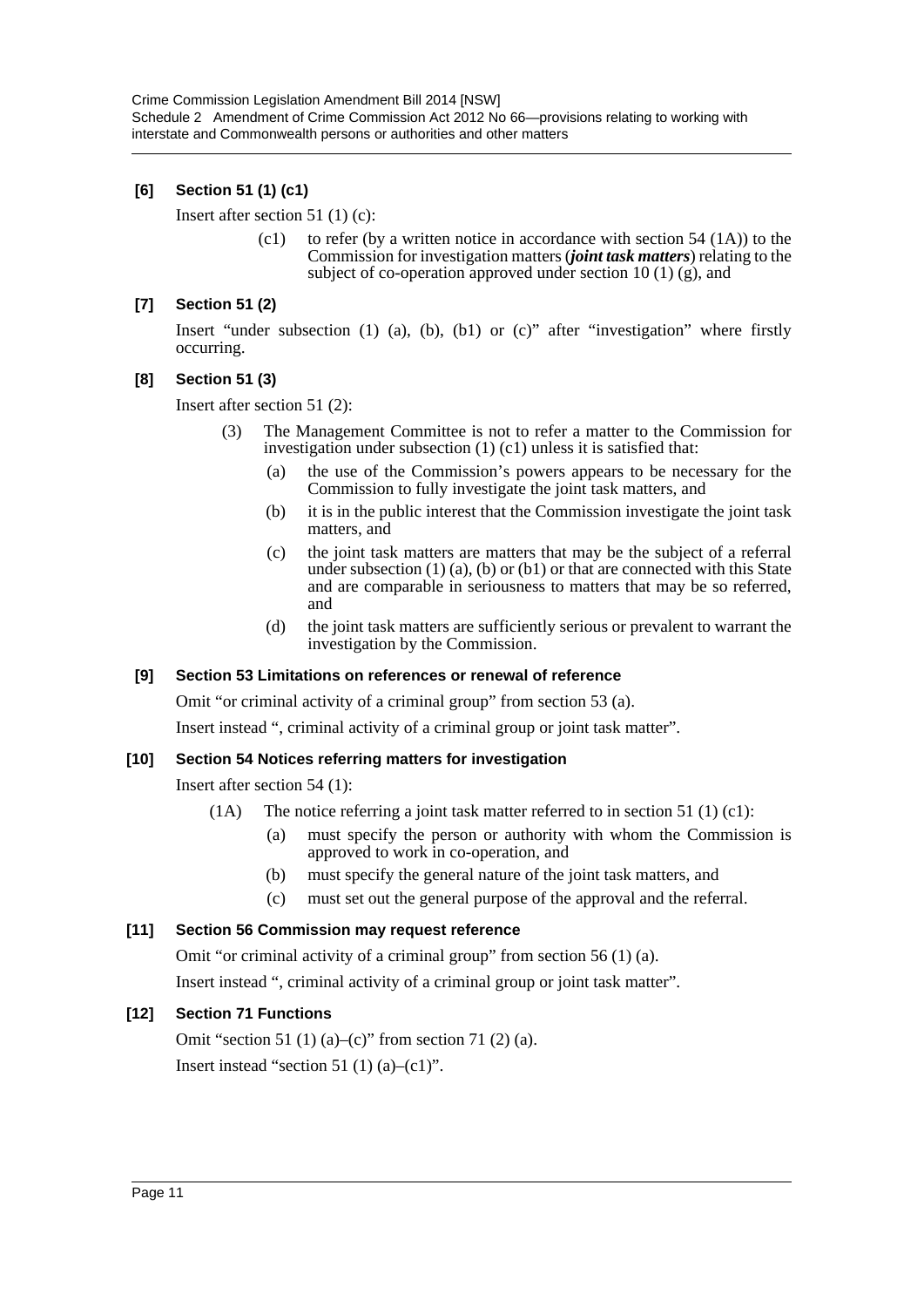### [6] Section 51 (1) (c1)

Insert after section 51 (1) (c):

> (c1) to refer (by a written notice in accordance with section 54 (1A)) to the Commission for investigation matters (***joint task matters***) relating to the subject of co-operation approved under section 10 (1) (g), and

### [7] Section 51 (2)

Insert "under subsection (1) (a), (b), (b1) or (c)" after "investigation" where firstly occurring.

### [8] Section 51 (3)

Insert after section 51 (2):

> (3) The Management Committee is not to refer a matter to the Commission for investigation under subsection (1) (c1) unless it is satisfied that:
>
> (a) the use of the Commission's powers appears to be necessary for the Commission to fully investigate the joint task matters, and
>
> (b) it is in the public interest that the Commission investigate the joint task matters, and
>
> (c) the joint task matters are matters that may be the subject of a referral under subsection (1) (a), (b) or (b1) or that are connected with this State and are comparable in seriousness to matters that may be so referred, and
>
> (d) the joint task matters are sufficiently serious or prevalent to warrant the investigation by the Commission.

### [9] Section 53 Limitations on references or renewal of reference

Omit "or criminal activity of a criminal group" from section 53 (a).

Insert instead ", criminal activity of a criminal group or joint task matter".

### [10] Section 54 Notices referring matters for investigation

Insert after section 54 (1):

> (1A) The notice referring a joint task matter referred to in section 51 (1) (c1):
>
> (a) must specify the person or authority with whom the Commission is approved to work in co-operation, and
>
> (b) must specify the general nature of the joint task matters, and
>
> (c) must set out the general purpose of the approval and the referral.

### [11] Section 56 Commission may request reference

Omit "or criminal activity of a criminal group" from section 56 (1) (a).

Insert instead ", criminal activity of a criminal group or joint task matter".

### [12] Section 71 Functions

Omit "section 51 (1) (a)–(c)" from section 71 (2) (a).

Insert instead "section 51 (1) (a)–(c1)".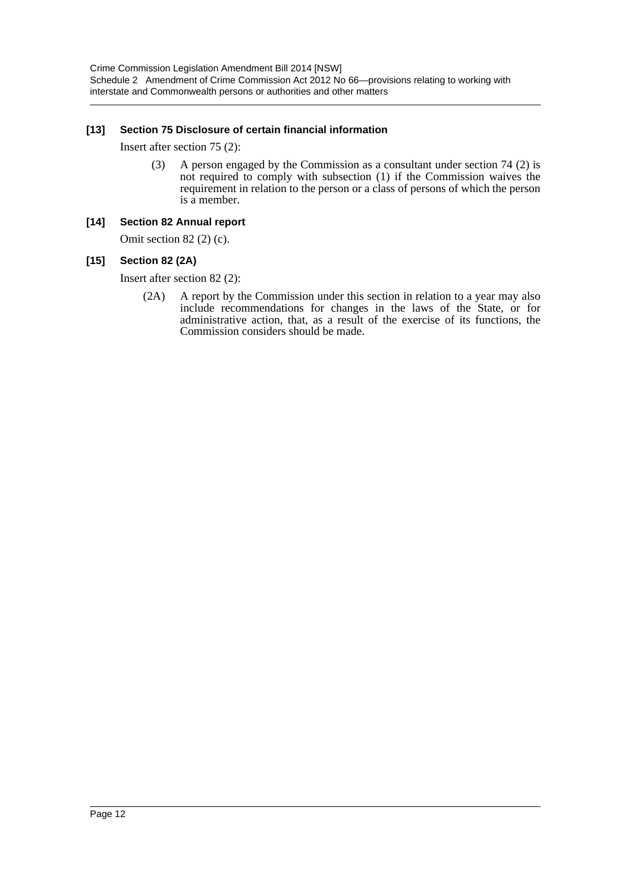**[13] Section 75 Disclosure of certain financial information**

Insert after section 75 (2):

(3) A person engaged by the Commission as a consultant under section 74 (2) is not required to comply with subsection (1) if the Commission waives the requirement in relation to the person or a class of persons of which the person is a member.

**[14] Section 82 Annual report**

Omit section 82 (2) (c).

**[15] Section 82 (2A)**

Insert after section 82 (2):

(2A) A report by the Commission under this section in relation to a year may also include recommendations for changes in the laws of the State, or for administrative action, that, as a result of the exercise of its functions, the Commission considers should be made.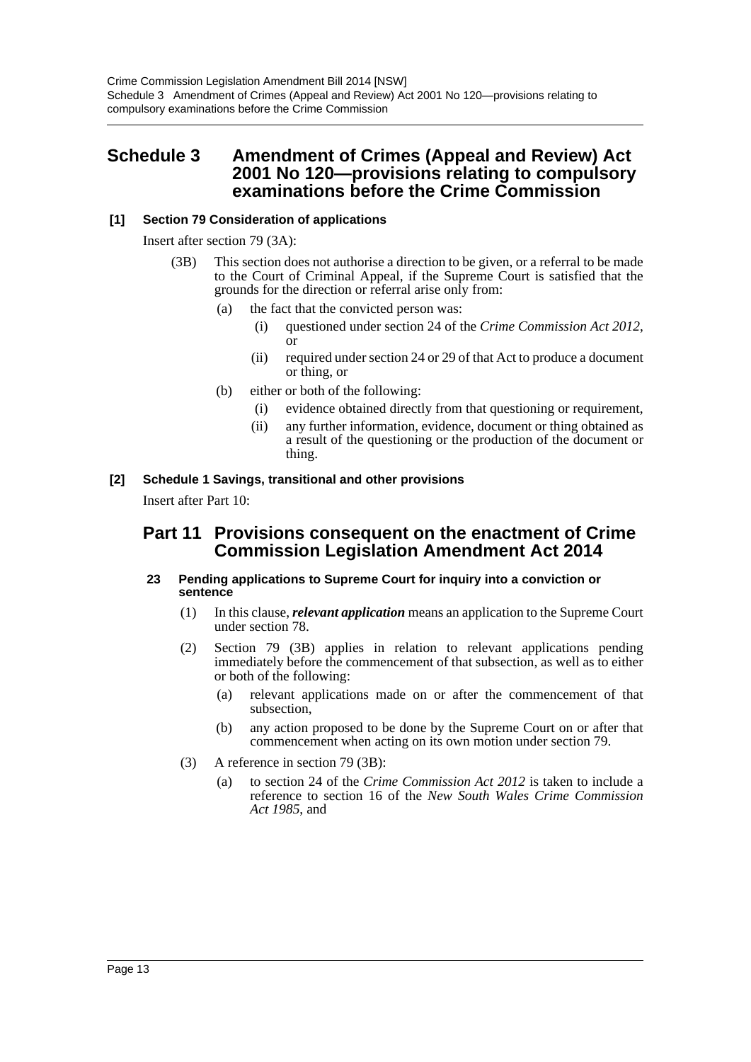# Schedule 3 Amendment of Crimes (Appeal and Review) Act 2001 No 120—provisions relating to compulsory examinations before the Crime Commission

### [1] Section 79 Consideration of applications

Insert after section 79 (3A):

(3B) This section does not authorise a direction to be given, or a referral to be made to the Court of Criminal Appeal, if the Supreme Court is satisfied that the grounds for the direction or referral arise only from:

- (a) the fact that the convicted person was:
  - (i) questioned under section 24 of the *Crime Commission Act 2012*, or
  - (ii) required under section 24 or 29 of that Act to produce a document or thing, or
- (b) either or both of the following:
  - (i) evidence obtained directly from that questioning or requirement,
  - (ii) any further information, evidence, document or thing obtained as a result of the questioning or the production of the document or thing.

### [2] Schedule 1 Savings, transitional and other provisions

Insert after Part 10:

## Part 11 Provisions consequent on the enactment of Crime Commission Legislation Amendment Act 2014

#### 23 Pending applications to Supreme Court for inquiry into a conviction or sentence

(1) In this clause, ***relevant application*** means an application to the Supreme Court under section 78.

(2) Section 79 (3B) applies in relation to relevant applications pending immediately before the commencement of that subsection, as well as to either or both of the following:

- (a) relevant applications made on or after the commencement of that subsection,
- (b) any action proposed to be done by the Supreme Court on or after that commencement when acting on its own motion under section 79.

(3) A reference in section 79 (3B):

- (a) to section 24 of the *Crime Commission Act 2012* is taken to include a reference to section 16 of the *New South Wales Crime Commission Act 1985*, and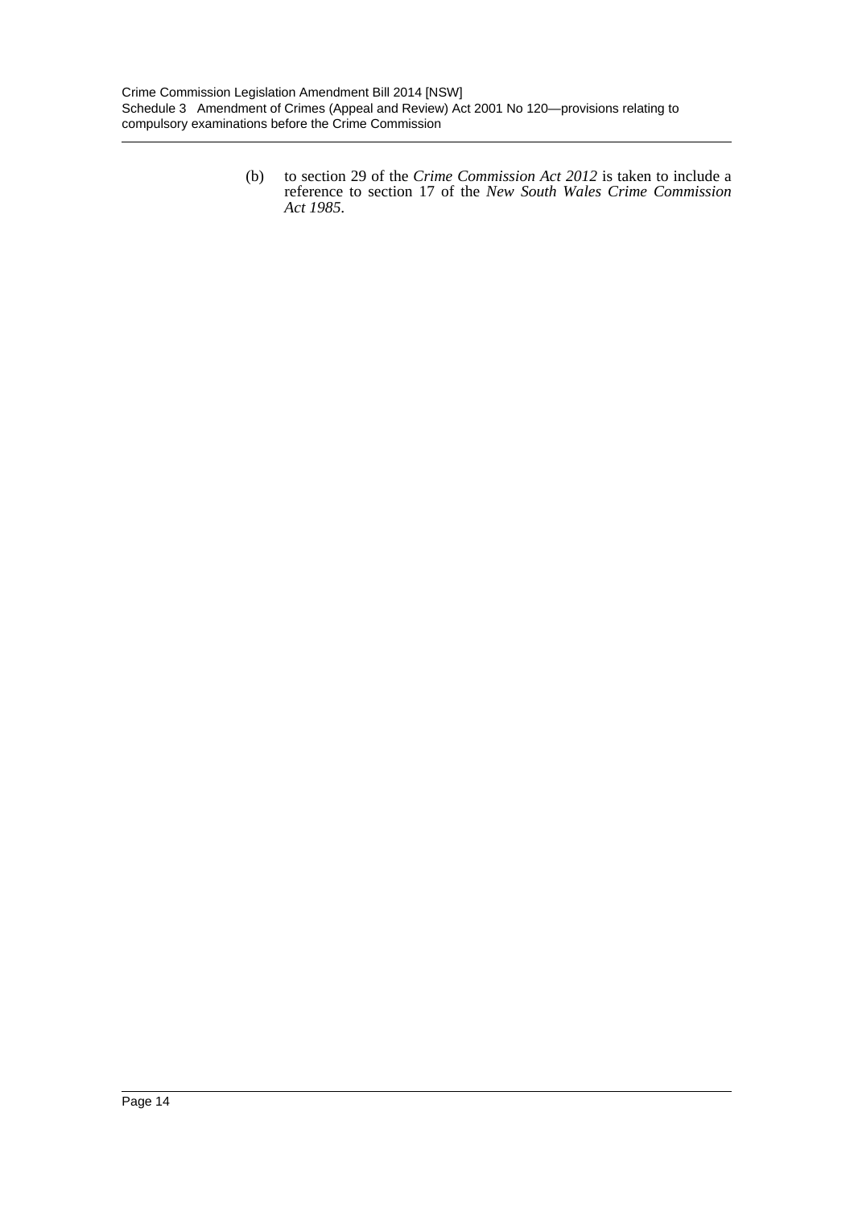(b) to section 29 of the *Crime Commission Act 2012* is taken to include a reference to section 17 of the *New South Wales Crime Commission Act 1985*.